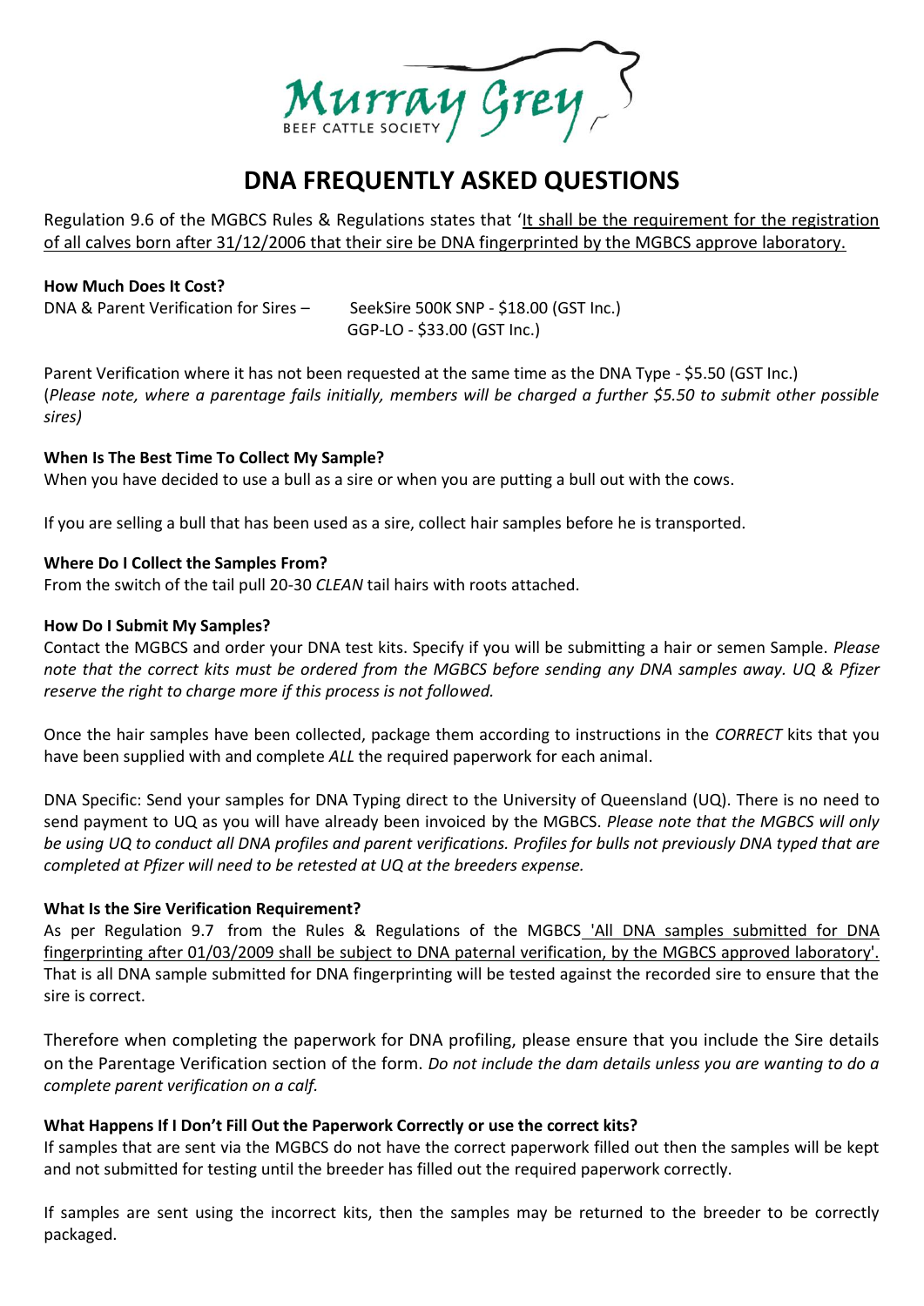Murray Grey
BEEF CATTLE SOCIETY

# DNA FREQUENTLY ASKED QUESTIONS

Regulation 9.6 of the MGBCS Rules & Regulations states that '<u>It shall be the requirement for the registration of all calves born after 31/12/2006 that their sire be DNA fingerprinted by the MGBCS approve laboratory.</u>

**How Much Does It Cost?**

DNA & Parent Verification for Sires – SeekSire 500K SNP - $18.00 (GST Inc.)
GGP-LO - $33.00 (GST Inc.)

Parent Verification where it has not been requested at the same time as the DNA Type - $5.50 (GST Inc.)
(*Please note, where a parentage fails initially, members will be charged a further $5.50 to submit other possible sires)*

**When Is The Best Time To Collect My Sample?**

When you have decided to use a bull as a sire or when you are putting a bull out with the cows.

If you are selling a bull that has been used as a sire, collect hair samples before he is transported.

**Where Do I Collect the Samples From?**

From the switch of the tail pull 20-30 *CLEAN* tail hairs with roots attached.

**How Do I Submit My Samples?**

Contact the MGBCS and order your DNA test kits. Specify if you will be submitting a hair or semen Sample. *Please note that the correct kits must be ordered from the MGBCS before sending any DNA samples away. UQ & Pfizer reserve the right to charge more if this process is not followed.*

Once the hair samples have been collected, package them according to instructions in the *CORRECT* kits that you have been supplied with and complete *ALL* the required paperwork for each animal.

DNA Specific: Send your samples for DNA Typing direct to the University of Queensland (UQ). There is no need to send payment to UQ as you will have already been invoiced by the MGBCS. *Please note that the MGBCS will only be using UQ to conduct all DNA profiles and parent verifications. Profiles for bulls not previously DNA typed that are completed at Pfizer will need to be retested at UQ at the breeders expense.*

**What Is the Sire Verification Requirement?**

As per Regulation 9.7 from the Rules & Regulations of the MGBCS <u>'All DNA samples submitted for DNA fingerprinting after 01/03/2009 shall be subject to DNA paternal verification, by the MGBCS approved laboratory'.</u> That is all DNA sample submitted for DNA fingerprinting will be tested against the recorded sire to ensure that the sire is correct.

Therefore when completing the paperwork for DNA profiling, please ensure that you include the Sire details on the Parentage Verification section of the form. *Do not include the dam details unless you are wanting to do a complete parent verification on a calf.*

**What Happens If I Don't Fill Out the Paperwork Correctly or use the correct kits?**

If samples that are sent via the MGBCS do not have the correct paperwork filled out then the samples will be kept and not submitted for testing until the breeder has filled out the required paperwork correctly.

If samples are sent using the incorrect kits, then the samples may be returned to the breeder to be correctly packaged.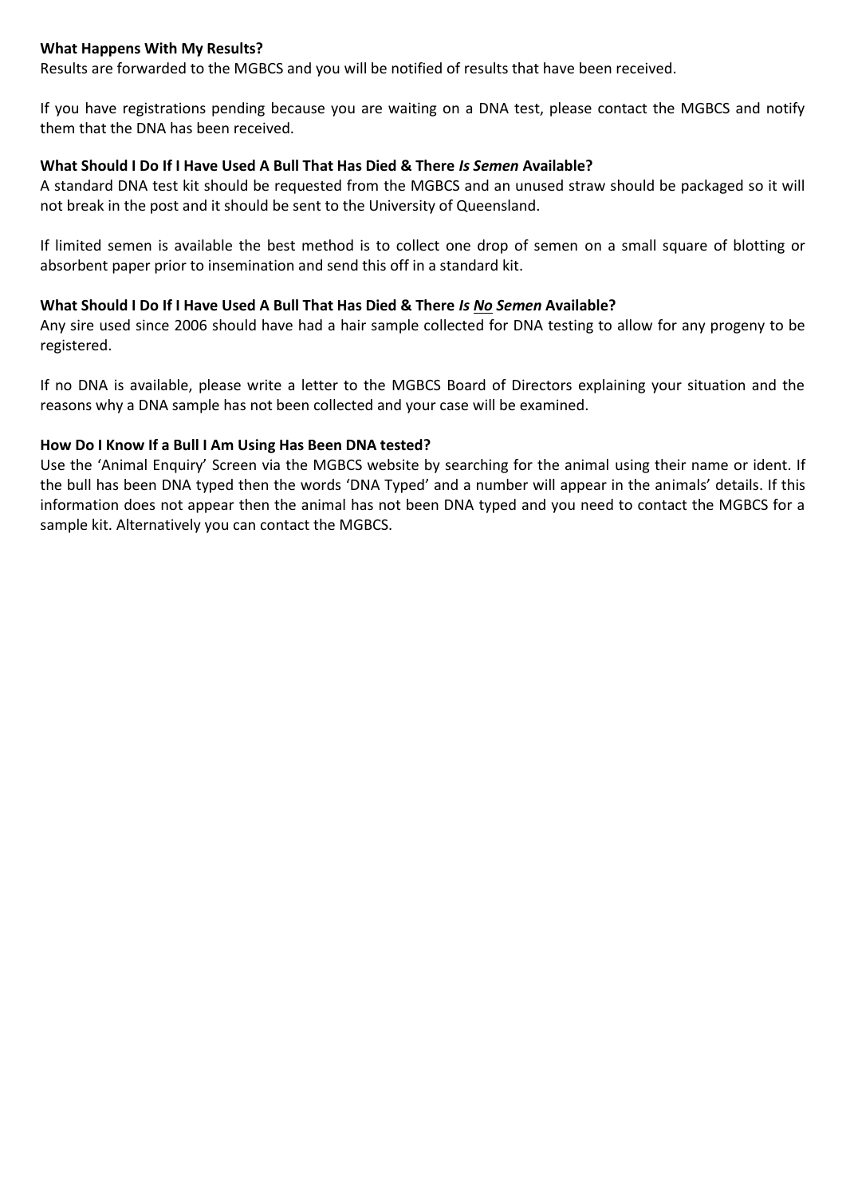**What Happens With My Results?**

Results are forwarded to the MGBCS and you will be notified of results that have been received.

If you have registrations pending because you are waiting on a DNA test, please contact the MGBCS and notify them that the DNA has been received.

**What Should I Do If I Have Used A Bull That Has Died & There *Is Semen* Available?**

A standard DNA test kit should be requested from the MGBCS and an unused straw should be packaged so it will not break in the post and it should be sent to the University of Queensland.

If limited semen is available the best method is to collect one drop of semen on a small square of blotting or absorbent paper prior to insemination and send this off in a standard kit.

**What Should I Do If I Have Used A Bull That Has Died & There *Is <u>No</u> Semen* Available?**

Any sire used since 2006 should have had a hair sample collected for DNA testing to allow for any progeny to be registered.

If no DNA is available, please write a letter to the MGBCS Board of Directors explaining your situation and the reasons why a DNA sample has not been collected and your case will be examined.

**How Do I Know If a Bull I Am Using Has Been DNA tested?**

Use the 'Animal Enquiry' Screen via the MGBCS website by searching for the animal using their name or ident. If the bull has been DNA typed then the words 'DNA Typed' and a number will appear in the animals' details. If this information does not appear then the animal has not been DNA typed and you need to contact the MGBCS for a sample kit. Alternatively you can contact the MGBCS.